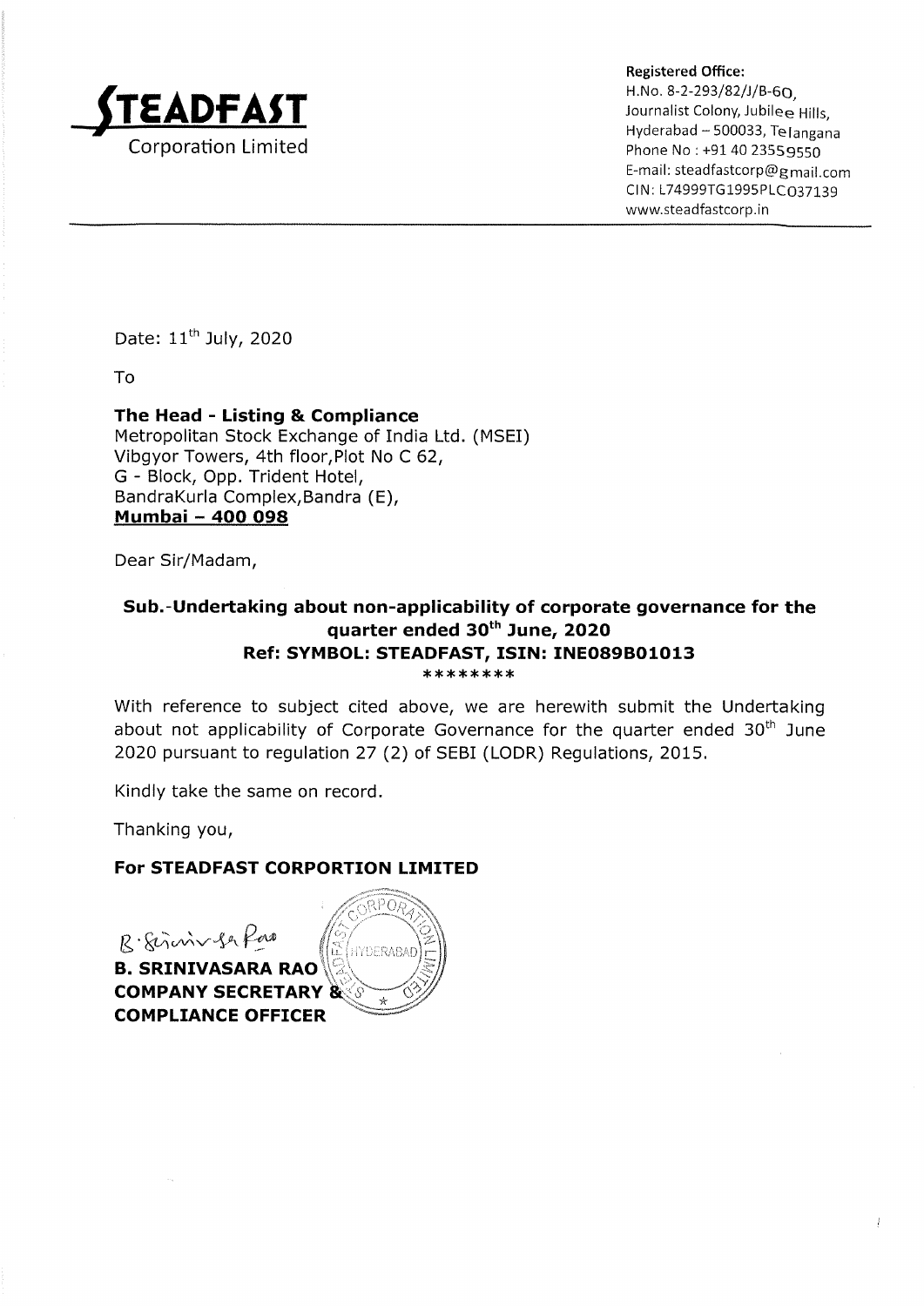**STEADFAST**
Corporation Limited

**Registered Office:**
H.No. 8-2-293/82/J/B-60,
Journalist Colony, Jubilee Hills,
Hyderabad – 500033, Telangana
Phone No : +91 40 23559550
E-mail: steadfastcorp@gmail.com
CIN: L74999TG1995PLC037139
www.steadfastcorp.in

---

Date: 11th July, 2020

To

**The Head - Listing & Compliance**
Metropolitan Stock Exchange of India Ltd. (MSEI)
Vibgyor Towers, 4th floor,Plot No C 62,
G - Block, Opp. Trident Hotel,
BandraKurla Complex,Bandra (E),
**Mumbai – 400 098**

Dear Sir/Madam,

**Sub.-Undertaking about non-applicability of corporate governance for the quarter ended 30th June, 2020**
**Ref: SYMBOL: STEADFAST, ISIN: INE089B01013**

********

With reference to subject cited above, we are herewith submit the Undertaking about not applicability of Corporate Governance for the quarter ended 30th June 2020 pursuant to regulation 27 (2) of SEBI (LODR) Regulations, 2015.

Kindly take the same on record.

Thanking you,

**For STEADFAST CORPORTION LIMITED**

B. Srinivasa Rao

**B. SRINIVASARA RAO**
**COMPANY SECRETARY &**
**COMPLIANCE OFFICER**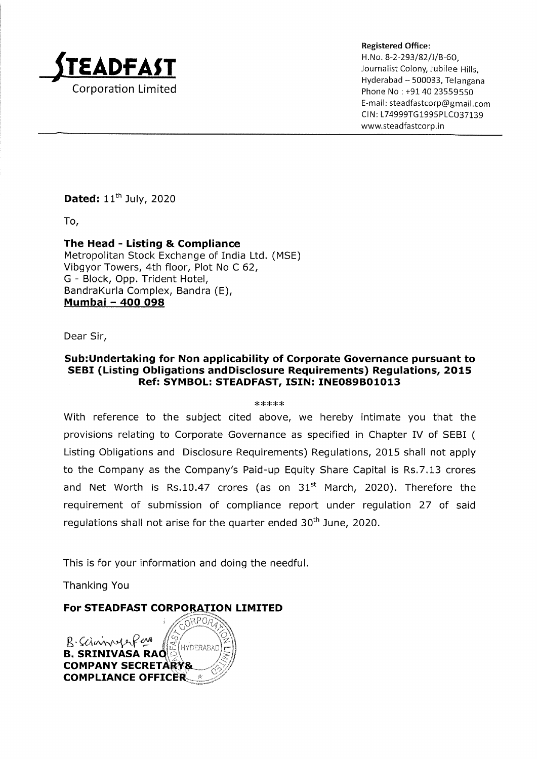**STEADFAST**
Corporation Limited

**Registered Office:**
H.No. 8-2-293/82/J/B-60,
Journalist Colony, Jubilee Hills,
Hyderabad – 500033, Telangana
Phone No : +91 40 23559550
E-mail: steadfastcorp@gmail.com
CIN: L74999TG1995PLC037139
www.steadfastcorp.in

**Dated:** 11th July, 2020

To,

**The Head - Listing & Compliance**
Metropolitan Stock Exchange of India Ltd. (MSE)
Vibgyor Towers, 4th floor, Plot No C 62,
G - Block, Opp. Trident Hotel,
BandraKurla Complex, Bandra (E),
**Mumbai – 400 098**

Dear Sir,

**Sub:Undertaking for Non applicability of Corporate Governance pursuant to SEBI (Listing Obligations andDisclosure Requirements) Regulations, 2015**
**Ref: SYMBOL: STEADFAST, ISIN: INE089B01013**

*****

With reference to the subject cited above, we hereby intimate you that the provisions relating to Corporate Governance as specified in Chapter IV of SEBI ( Listing Obligations and Disclosure Requirements) Regulations, 2015 shall not apply to the Company as the Company's Paid-up Equity Share Capital is Rs.7.13 crores and Net Worth is Rs.10.47 crores (as on 31st March, 2020). Therefore the requirement of submission of compliance report under regulation 27 of said regulations shall not arise for the quarter ended 30th June, 2020.

This is for your information and doing the needful.

Thanking You

**For STEADFAST CORPORATION LIMITED**

**B. SRINIVASA RAO**
**COMPANY SECRETARY& COMPLIANCE OFFICER**